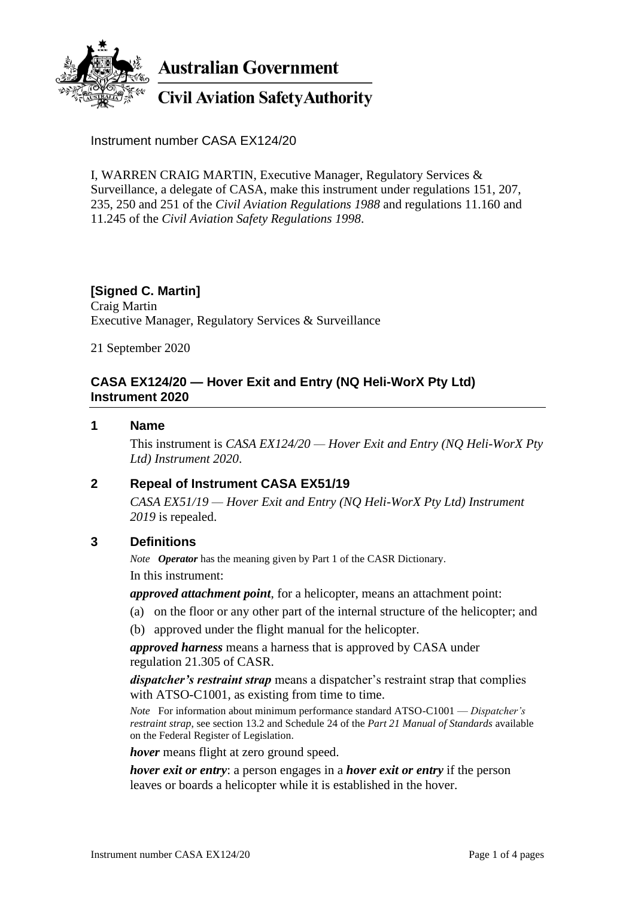**Australian Government**

**Civil Aviation Safety Authority**

Instrument number CASA EX124/20

I, WARREN CRAIG MARTIN, Executive Manager, Regulatory Services & Surveillance, a delegate of CASA, make this instrument under regulations 151, 207, 235, 250 and 251 of the *Civil Aviation Regulations 1988* and regulations 11.160 and 11.245 of the *Civil Aviation Safety Regulations 1998*.

**[Signed C. Martin]**
Craig Martin
Executive Manager, Regulatory Services & Surveillance

21 September 2020

## CASA EX124/20 — Hover Exit and Entry (NQ Heli-WorX Pty Ltd) Instrument 2020

### 1 Name

This instrument is *CASA EX124/20 — Hover Exit and Entry (NQ Heli-WorX Pty Ltd) Instrument 2020*.

### 2 Repeal of Instrument CASA EX51/19

*CASA EX51/19 — Hover Exit and Entry (NQ Heli-WorX Pty Ltd) Instrument 2019* is repealed.

### 3 Definitions

*Note* ***Operator*** has the meaning given by Part 1 of the CASR Dictionary.

In this instrument:

***approved attachment point***, for a helicopter, means an attachment point:

(a) on the floor or any other part of the internal structure of the helicopter; and

(b) approved under the flight manual for the helicopter.

***approved harness*** means a harness that is approved by CASA under regulation 21.305 of CASR.

***dispatcher's restraint strap*** means a dispatcher's restraint strap that complies with ATSO-C1001, as existing from time to time.

*Note* For information about minimum performance standard ATSO-C1001 — *Dispatcher's restraint strap*, see section 13.2 and Schedule 24 of the *Part 21 Manual of Standards* available on the Federal Register of Legislation.

***hover*** means flight at zero ground speed.

***hover exit or entry***: a person engages in a ***hover exit or entry*** if the person leaves or boards a helicopter while it is established in the hover.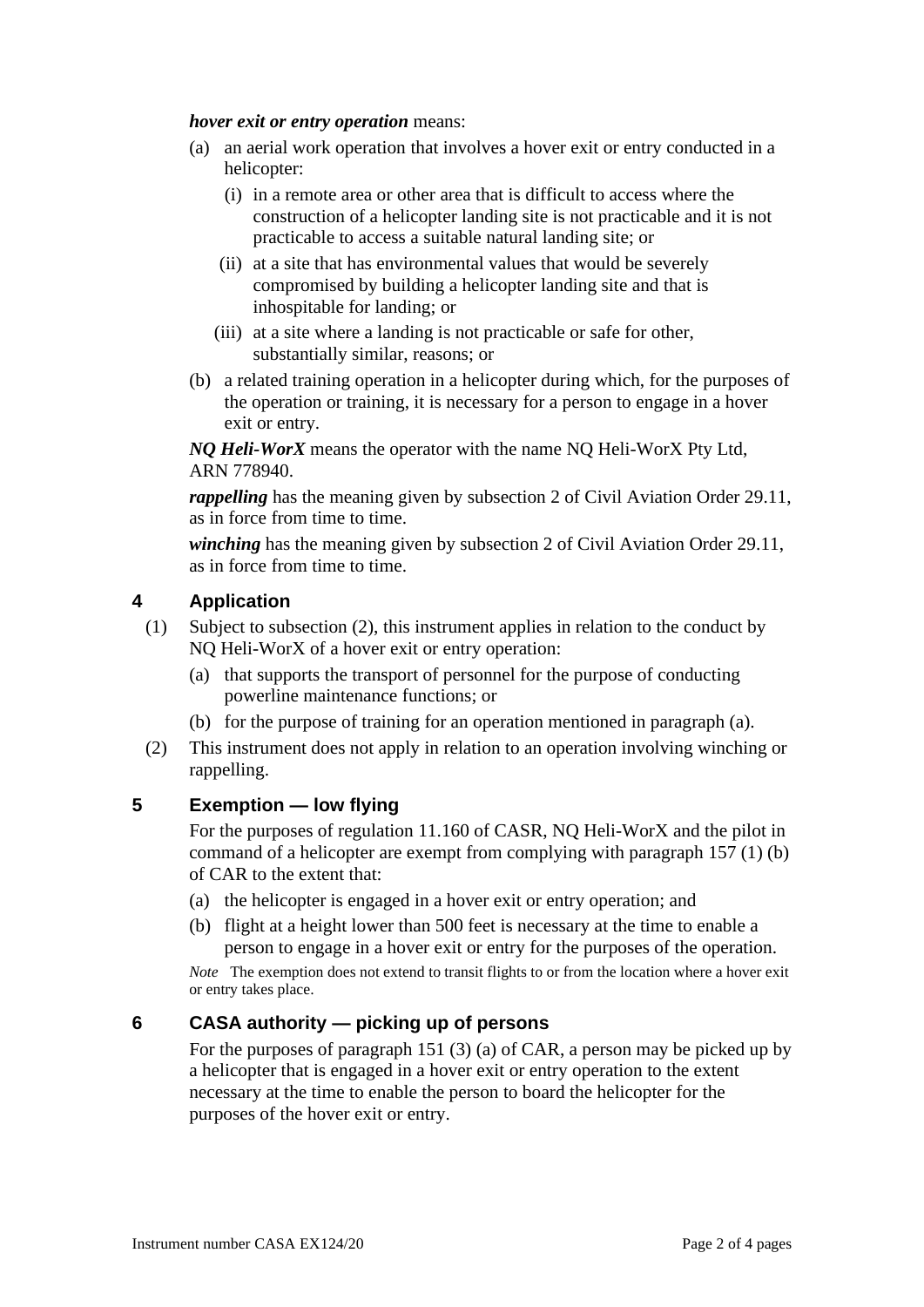***hover exit or entry operation*** means:

(a) an aerial work operation that involves a hover exit or entry conducted in a helicopter:

(i) in a remote area or other area that is difficult to access where the construction of a helicopter landing site is not practicable and it is not practicable to access a suitable natural landing site; or

(ii) at a site that has environmental values that would be severely compromised by building a helicopter landing site and that is inhospitable for landing; or

(iii) at a site where a landing is not practicable or safe for other, substantially similar, reasons; or

(b) a related training operation in a helicopter during which, for the purposes of the operation or training, it is necessary for a person to engage in a hover exit or entry.

***NQ Heli-WorX*** means the operator with the name NQ Heli-WorX Pty Ltd, ARN 778940.

***rappelling*** has the meaning given by subsection 2 of Civil Aviation Order 29.11, as in force from time to time.

***winching*** has the meaning given by subsection 2 of Civil Aviation Order 29.11, as in force from time to time.

## 4 Application

(1) Subject to subsection (2), this instrument applies in relation to the conduct by NQ Heli-WorX of a hover exit or entry operation:

(a) that supports the transport of personnel for the purpose of conducting powerline maintenance functions; or

(b) for the purpose of training for an operation mentioned in paragraph (a).

(2) This instrument does not apply in relation to an operation involving winching or rappelling.

## 5 Exemption — low flying

For the purposes of regulation 11.160 of CASR, NQ Heli-WorX and the pilot in command of a helicopter are exempt from complying with paragraph 157 (1) (b) of CAR to the extent that:

(a) the helicopter is engaged in a hover exit or entry operation; and

(b) flight at a height lower than 500 feet is necessary at the time to enable a person to engage in a hover exit or entry for the purposes of the operation.

*Note* The exemption does not extend to transit flights to or from the location where a hover exit or entry takes place.

## 6 CASA authority — picking up of persons

For the purposes of paragraph 151 (3) (a) of CAR, a person may be picked up by a helicopter that is engaged in a hover exit or entry operation to the extent necessary at the time to enable the person to board the helicopter for the purposes of the hover exit or entry.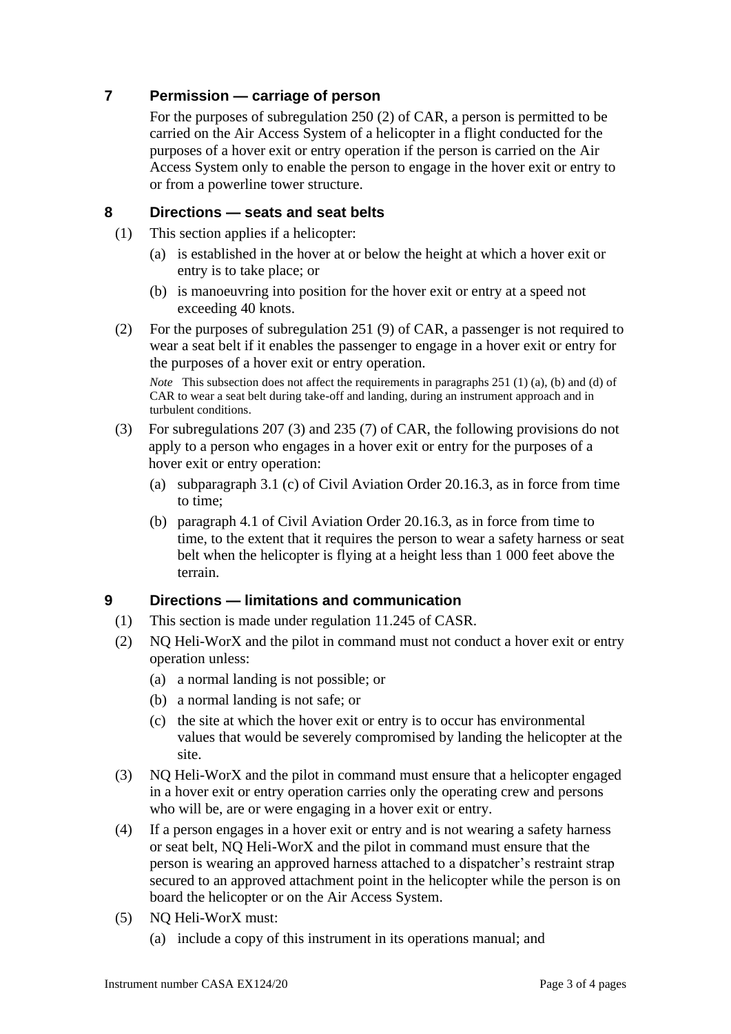## 7 Permission — carriage of person

For the purposes of subregulation 250 (2) of CAR, a person is permitted to be carried on the Air Access System of a helicopter in a flight conducted for the purposes of a hover exit or entry operation if the person is carried on the Air Access System only to enable the person to engage in the hover exit or entry to or from a powerline tower structure.

## 8 Directions — seats and seat belts

(1) This section applies if a helicopter:

(a) is established in the hover at or below the height at which a hover exit or entry is to take place; or

(b) is manoeuvring into position for the hover exit or entry at a speed not exceeding 40 knots.

(2) For the purposes of subregulation 251 (9) of CAR, a passenger is not required to wear a seat belt if it enables the passenger to engage in a hover exit or entry for the purposes of a hover exit or entry operation.

*Note* This subsection does not affect the requirements in paragraphs 251 (1) (a), (b) and (d) of CAR to wear a seat belt during take-off and landing, during an instrument approach and in turbulent conditions.

(3) For subregulations 207 (3) and 235 (7) of CAR, the following provisions do not apply to a person who engages in a hover exit or entry for the purposes of a hover exit or entry operation:

(a) subparagraph 3.1 (c) of Civil Aviation Order 20.16.3, as in force from time to time;

(b) paragraph 4.1 of Civil Aviation Order 20.16.3, as in force from time to time, to the extent that it requires the person to wear a safety harness or seat belt when the helicopter is flying at a height less than 1 000 feet above the terrain.

## 9 Directions — limitations and communication

(1) This section is made under regulation 11.245 of CASR.

(2) NQ Heli-WorX and the pilot in command must not conduct a hover exit or entry operation unless:

(a) a normal landing is not possible; or

(b) a normal landing is not safe; or

(c) the site at which the hover exit or entry is to occur has environmental values that would be severely compromised by landing the helicopter at the site.

(3) NQ Heli-WorX and the pilot in command must ensure that a helicopter engaged in a hover exit or entry operation carries only the operating crew and persons who will be, are or were engaging in a hover exit or entry.

(4) If a person engages in a hover exit or entry and is not wearing a safety harness or seat belt, NQ Heli-WorX and the pilot in command must ensure that the person is wearing an approved harness attached to a dispatcher's restraint strap secured to an approved attachment point in the helicopter while the person is on board the helicopter or on the Air Access System.

(5) NQ Heli-WorX must:

(a) include a copy of this instrument in its operations manual; and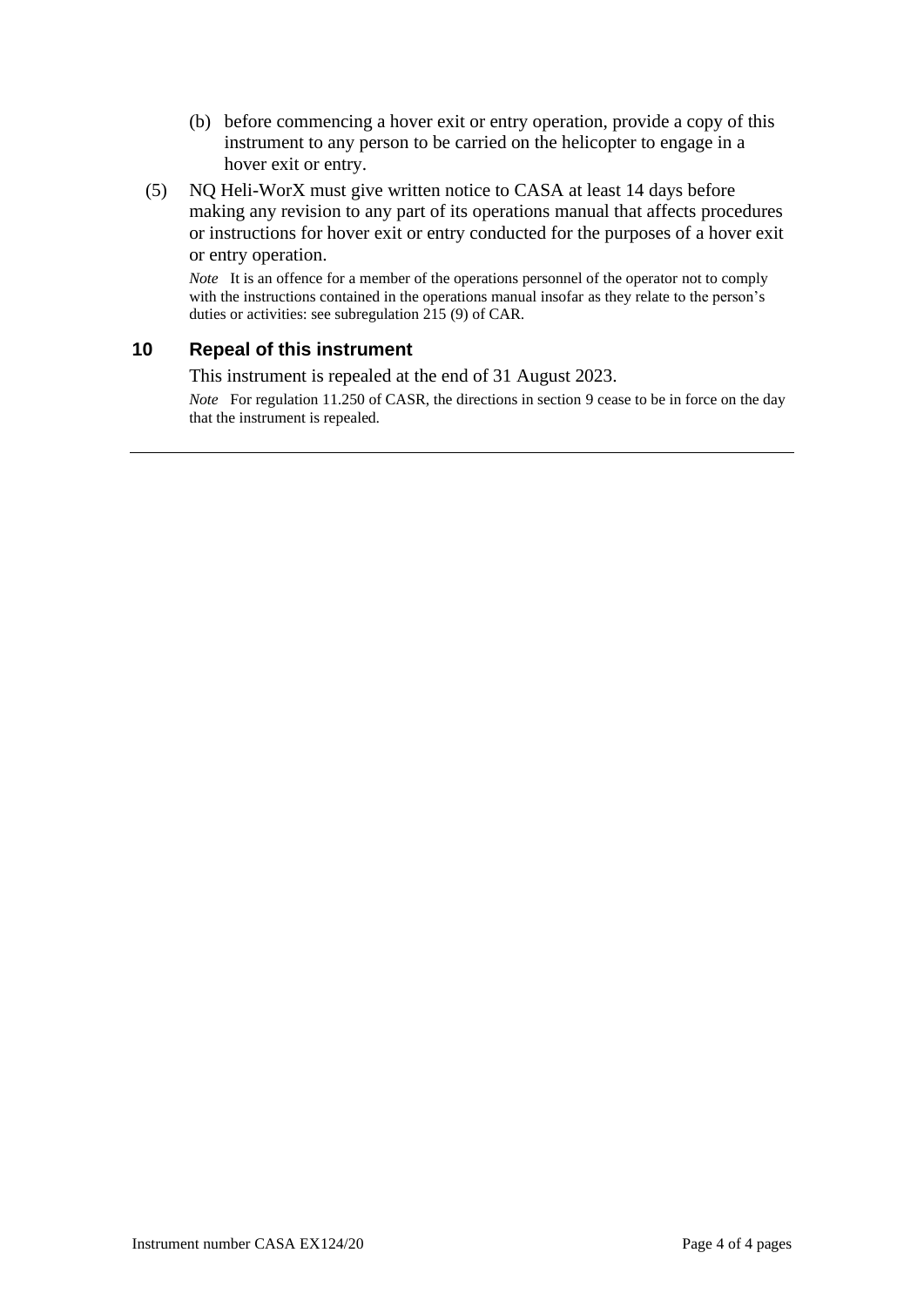(b) before commencing a hover exit or entry operation, provide a copy of this instrument to any person to be carried on the helicopter to engage in a hover exit or entry.

(5) NQ Heli-WorX must give written notice to CASA at least 14 days before making any revision to any part of its operations manual that affects procedures or instructions for hover exit or entry conducted for the purposes of a hover exit or entry operation.

*Note* It is an offence for a member of the operations personnel of the operator not to comply with the instructions contained in the operations manual insofar as they relate to the person's duties or activities: see subregulation 215 (9) of CAR.

## 10 Repeal of this instrument

This instrument is repealed at the end of 31 August 2023.

*Note* For regulation 11.250 of CASR, the directions in section 9 cease to be in force on the day that the instrument is repealed.